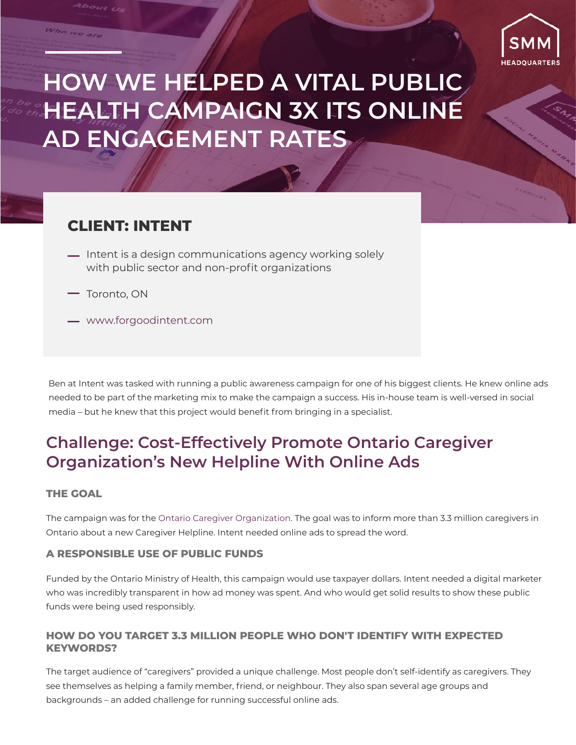# HOW WE HELPED A VITAL PUBLIC HEALTH CAMPAIGN 3X ITS ONLINE AD ENGAGEMENT RATES

## CLIENT: INTENT

- Intent is a design communications agency working solely with public sector and non-profit organizations
- Toronto, ON
- www.forgoodintent.com

Ben at Intent was tasked with running a public awareness campaign for one of his biggest clients. He knew online ads needed to be part of the marketing mix to make the campaign a success. His in-house team is well-versed in social media – but he knew that this project would benefit from bringing in a specialist.

## Challenge: Cost-Effectively Promote Ontario Caregiver Organization's New Helpline With Online Ads

### THE GOAL

The campaign was for the Ontario Caregiver Organization. The goal was to inform more than 3.3 million caregivers in Ontario about a new Caregiver Helpline. Intent needed online ads to spread the word.

### A RESPONSIBLE USE OF PUBLIC FUNDS

Funded by the Ontario Ministry of Health, this campaign would use taxpayer dollars. Intent needed a digital marketer who was incredibly transparent in how ad money was spent. And who would get solid results to show these public funds were being used responsibly.

### HOW DO YOU TARGET 3.3 MILLION PEOPLE WHO DON'T IDENTIFY WITH EXPECTED KEYWORDS?

The target audience of "caregivers" provided a unique challenge. Most people don't self-identify as caregivers. They see themselves as helping a family member, friend, or neighbour. They also span several age groups and backgrounds – an added challenge for running successful online ads.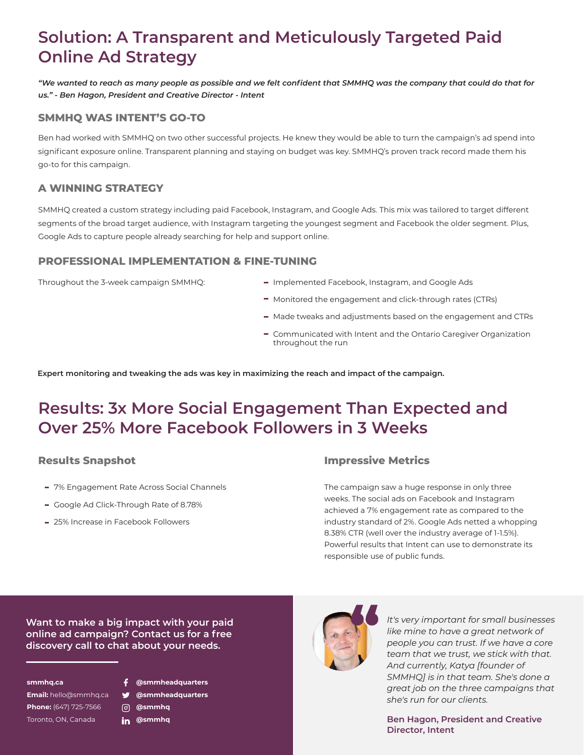# Solution: A Transparent and Meticulously Targeted Paid Online Ad Strategy

***"We wanted to reach as many people as possible and we felt confident that SMMHQ was the company that could do that for us." - Ben Hagon, President and Creative Director - Intent***

### SMMHQ WAS INTENT'S GO-TO

Ben had worked with SMMHQ on two other successful projects. He knew they would be able to turn the campaign's ad spend into significant exposure online. Transparent planning and staying on budget was key. SMMHQ's proven track record made them his go-to for this campaign.

### A WINNING STRATEGY

SMMHQ created a custom strategy including paid Facebook, Instagram, and Google Ads. This mix was tailored to target different segments of the broad target audience, with Instagram targeting the youngest segment and Facebook the older segment. Plus, Google Ads to capture people already searching for help and support online.

### PROFESSIONAL IMPLEMENTATION & FINE-TUNING

Throughout the 3-week campaign SMMHQ:

- Implemented Facebook, Instagram, and Google Ads
- Monitored the engagement and click-through rates (CTRs)
- Made tweaks and adjustments based on the engagement and CTRs
- Communicated with Intent and the Ontario Caregiver Organization throughout the run

**Expert monitoring and tweaking the ads was key in maximizing the reach and impact of the campaign.**

# Results: 3x More Social Engagement Than Expected and Over 25% More Facebook Followers in 3 Weeks

### Results Snapshot

- 7% Engagement Rate Across Social Channels
- Google Ad Click-Through Rate of 8.78%
- 25% Increase in Facebook Followers

### Impressive Metrics

The campaign saw a huge response in only three weeks. The social ads on Facebook and Instagram achieved a 7% engagement rate as compared to the industry standard of 2%. Google Ads netted a whopping 8.38% CTR (well over the industry average of 1-1.5%). Powerful results that Intent can use to demonstrate its responsible use of public funds.

**Want to make a big impact with your paid online ad campaign? Contact us for a free discovery call to chat about your needs.**

**smmhq.ca**
**Email:** hello@smmhq.ca
**Phone:** (647) 725-7566
Toronto, ON, Canada

**@smmheadquarters**
**@smmheadquarters**
**@smmhq**
**@smmhq**

*It's very important for small businesses like mine to have a great network of people you can trust. If we have a core team that we trust, we stick with that. And currently, Katya [founder of SMMHQ] is in that team. She's done a great job on the three campaigns that she's run for our clients.*

**Ben Hagon, President and Creative Director, Intent**